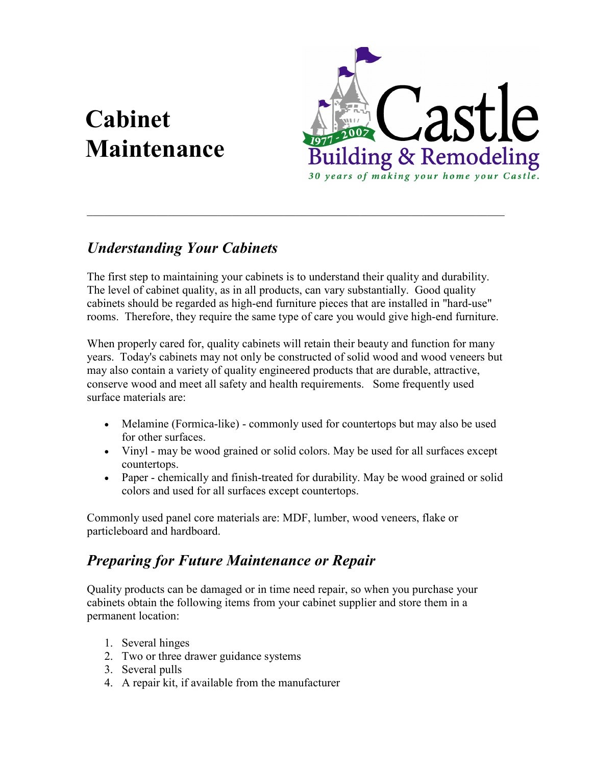# Cabinet Maintenance

Castle
Building & Remodeling
1977 - 2007
*30 years of making your home your Castle.*

---

## *Understanding Your Cabinets*

The first step to maintaining your cabinets is to understand their quality and durability. The level of cabinet quality, as in all products, can vary substantially. Good quality cabinets should be regarded as high-end furniture pieces that are installed in "hard-use" rooms. Therefore, they require the same type of care you would give high-end furniture.

When properly cared for, quality cabinets will retain their beauty and function for many years. Today's cabinets may not only be constructed of solid wood and wood veneers but may also contain a variety of quality engineered products that are durable, attractive, conserve wood and meet all safety and health requirements. Some frequently used surface materials are:

- Melamine (Formica-like) - commonly used for countertops but may also be used for other surfaces.
- Vinyl - may be wood grained or solid colors. May be used for all surfaces except countertops.
- Paper - chemically and finish-treated for durability. May be wood grained or solid colors and used for all surfaces except countertops.

Commonly used panel core materials are: MDF, lumber, wood veneers, flake or particleboard and hardboard.

## *Preparing for Future Maintenance or Repair*

Quality products can be damaged or in time need repair, so when you purchase your cabinets obtain the following items from your cabinet supplier and store them in a permanent location:

1. Several hinges
2. Two or three drawer guidance systems
3. Several pulls
4. A repair kit, if available from the manufacturer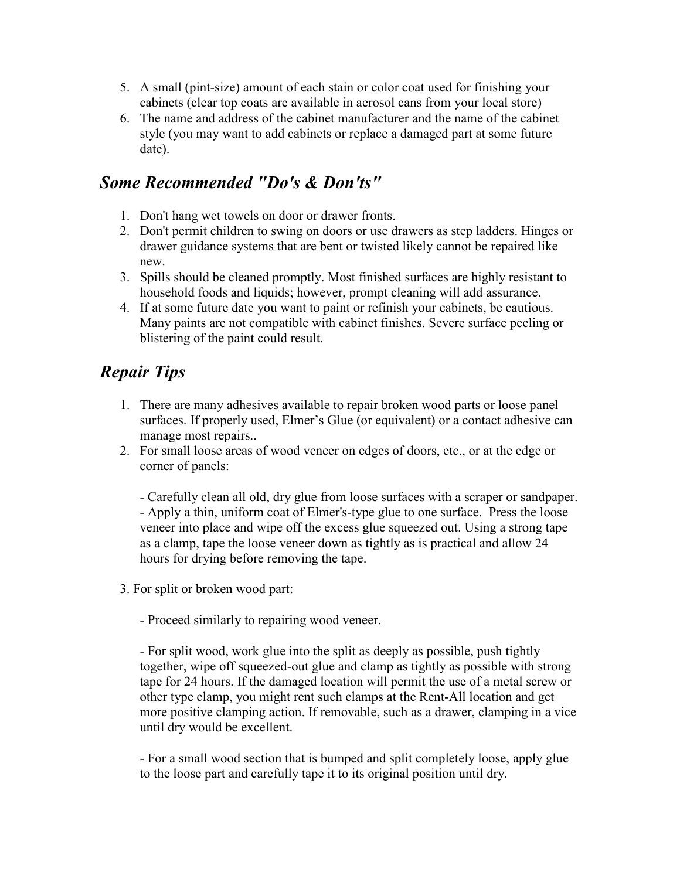5. A small (pint-size) amount of each stain or color coat used for finishing your cabinets (clear top coats are available in aerosol cans from your local store)
6. The name and address of the cabinet manufacturer and the name of the cabinet style (you may want to add cabinets or replace a damaged part at some future date).

## *Some Recommended "Do's & Don'ts"*

1. Don't hang wet towels on door or drawer fronts.
2. Don't permit children to swing on doors or use drawers as step ladders. Hinges or drawer guidance systems that are bent or twisted likely cannot be repaired like new.
3. Spills should be cleaned promptly. Most finished surfaces are highly resistant to household foods and liquids; however, prompt cleaning will add assurance.
4. If at some future date you want to paint or refinish your cabinets, be cautious. Many paints are not compatible with cabinet finishes. Severe surface peeling or blistering of the paint could result.

## *Repair Tips*

1. There are many adhesives available to repair broken wood parts or loose panel surfaces. If properly used, Elmer's Glue (or equivalent) or a contact adhesive can manage most repairs..
2. For small loose areas of wood veneer on edges of doors, etc., or at the edge or corner of panels:

   - Carefully clean all old, dry glue from loose surfaces with a scraper or sandpaper.
   - Apply a thin, uniform coat of Elmer's-type glue to one surface. Press the loose veneer into place and wipe off the excess glue squeezed out. Using a strong tape as a clamp, tape the loose veneer down as tightly as is practical and allow 24 hours for drying before removing the tape.

3. For split or broken wood part:

   - Proceed similarly to repairing wood veneer.

   - For split wood, work glue into the split as deeply as possible, push tightly together, wipe off squeezed-out glue and clamp as tightly as possible with strong tape for 24 hours. If the damaged location will permit the use of a metal screw or other type clamp, you might rent such clamps at the Rent-All location and get more positive clamping action. If removable, such as a drawer, clamping in a vice until dry would be excellent.

   - For a small wood section that is bumped and split completely loose, apply glue to the loose part and carefully tape it to its original position until dry.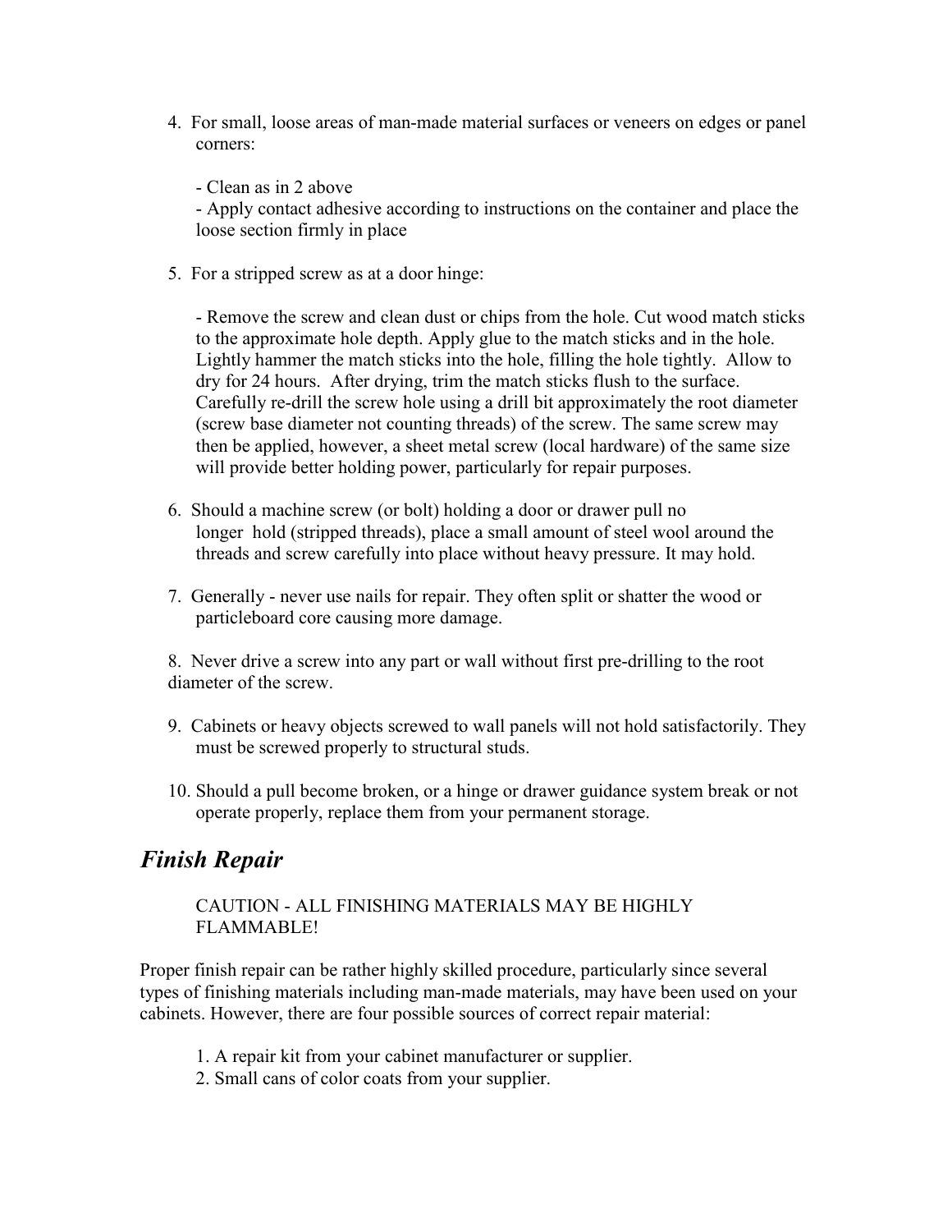4. For small, loose areas of man-made material surfaces or veneers on edges or panel corners:

   - Clean as in 2 above
   - Apply contact adhesive according to instructions on the container and place the loose section firmly in place

5. For a stripped screw as at a door hinge:

   - Remove the screw and clean dust or chips from the hole. Cut wood match sticks to the approximate hole depth. Apply glue to the match sticks and in the hole. Lightly hammer the match sticks into the hole, filling the hole tightly. Allow to dry for 24 hours. After drying, trim the match sticks flush to the surface. Carefully re-drill the screw hole using a drill bit approximately the root diameter (screw base diameter not counting threads) of the screw. The same screw may then be applied, however, a sheet metal screw (local hardware) of the same size will provide better holding power, particularly for repair purposes.

6. Should a machine screw (or bolt) holding a door or drawer pull no longer hold (stripped threads), place a small amount of steel wool around the threads and screw carefully into place without heavy pressure. It may hold.

7. Generally - never use nails for repair. They often split or shatter the wood or particleboard core causing more damage.

8. Never drive a screw into any part or wall without first pre-drilling to the root diameter of the screw.

9. Cabinets or heavy objects screwed to wall panels will not hold satisfactorily. They must be screwed properly to structural studs.

10. Should a pull become broken, or a hinge or drawer guidance system break or not operate properly, replace them from your permanent storage.

## *Finish Repair*

CAUTION - ALL FINISHING MATERIALS MAY BE HIGHLY FLAMMABLE!

Proper finish repair can be rather highly skilled procedure, particularly since several types of finishing materials including man-made materials, may have been used on your cabinets. However, there are four possible sources of correct repair material:

1. A repair kit from your cabinet manufacturer or supplier.
2. Small cans of color coats from your supplier.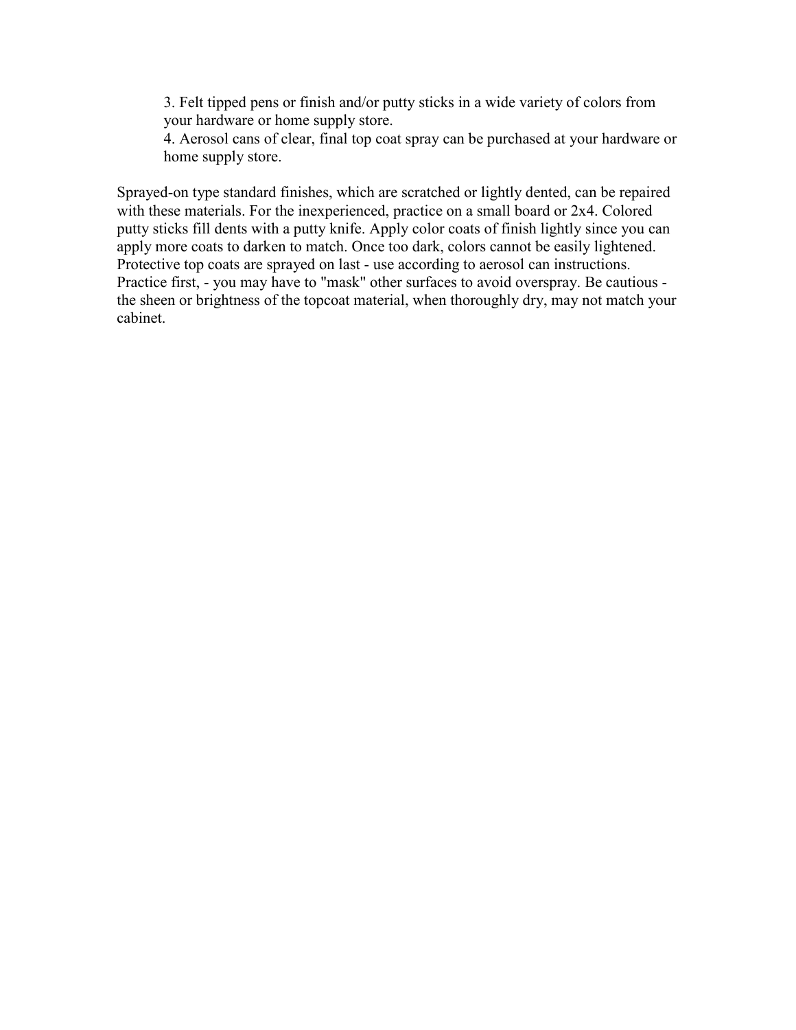3. Felt tipped pens or finish and/or putty sticks in a wide variety of colors from your hardware or home supply store.
4. Aerosol cans of clear, final top coat spray can be purchased at your hardware or home supply store.

Sprayed-on type standard finishes, which are scratched or lightly dented, can be repaired with these materials. For the inexperienced, practice on a small board or 2x4. Colored putty sticks fill dents with a putty knife. Apply color coats of finish lightly since you can apply more coats to darken to match. Once too dark, colors cannot be easily lightened. Protective top coats are sprayed on last - use according to aerosol can instructions. Practice first, - you may have to "mask" other surfaces to avoid overspray. Be cautious - the sheen or brightness of the topcoat material, when thoroughly dry, may not match your cabinet.